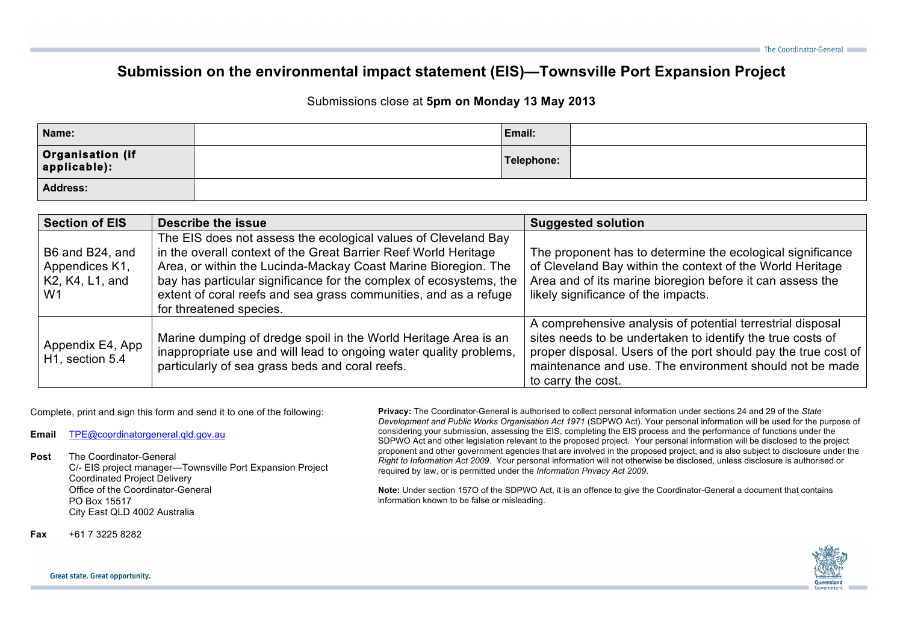# Submission on the environmental impact statement (EIS)—Townsville Port Expansion Project

Submissions close at **5pm on Monday 13 May 2013**

| **Name:** | | **Email:** | |
|---|---|---|---|
| **Organisation (if applicable):** | | **Telephone:** | |
| **Address:** | | | |

| Section of EIS | Describe the issue | Suggested solution |
|---|---|---|
| B6 and B24, and Appendices K1, K2, K4, L1, and W1 | The EIS does not assess the ecological values of Cleveland Bay in the overall context of the Great Barrier Reef World Heritage Area, or within the Lucinda-Mackay Coast Marine Bioregion. The bay has particular significance for the complex of ecosystems, the extent of coral reefs and sea grass communities, and as a refuge for threatened species. | The proponent has to determine the ecological significance of Cleveland Bay within the context of the World Heritage Area and of its marine bioregion before it can assess the likely significance of the impacts. |
| Appendix E4, App H1, section 5.4 | Marine dumping of dredge spoil in the World Heritage Area is an inappropriate use and will lead to ongoing water quality problems, particularly of sea grass beds and coral reefs. | A comprehensive analysis of potential terrestrial disposal sites needs to be undertaken to identify the true costs of proper disposal. Users of the port should pay the true cost of maintenance and use. The environment should not be made to carry the cost. |

Complete, print and sign this form and send it to one of the following:

**Email** TPE@coordinatorgeneral.qld.gov.au

**Post** The Coordinator-General
C/- EIS project manager—Townsville Port Expansion Project
Coordinated Project Delivery
Office of the Coordinator-General
PO Box 15517
City East QLD 4002 Australia

**Fax** +61 7 3225 8282

**Privacy:** The Coordinator-General is authorised to collect personal information under sections 24 and 29 of the *State Development and Public Works Organisation Act 1971* (SDPWO Act). Your personal information will be used for the purpose of considering your submission, assessing the EIS, completing the EIS process and the performance of functions under the SDPWO Act and other legislation relevant to the proposed project. Your personal information will be disclosed to the project proponent and other government agencies that are involved in the proposed project, and is also subject to disclosure under the *Right to Information Act 2009*. Your personal information will not otherwise be disclosed, unless disclosure is authorised or required by law, or is permitted under the *Information Privacy Act 2009*.

**Note:** Under section 157O of the SDPWO Act, it is an offence to give the Coordinator-General a document that contains information known to be false or misleading.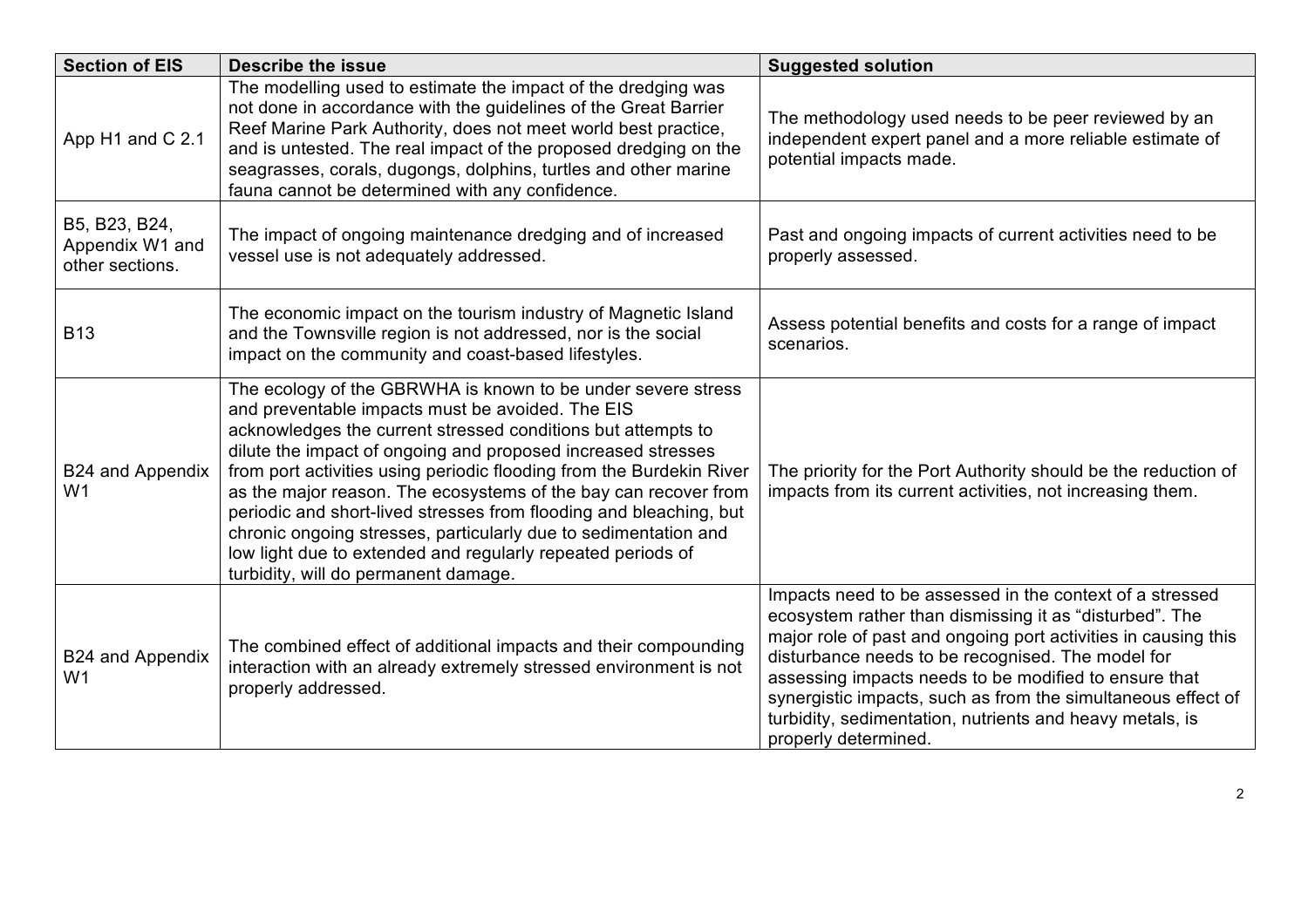| Section of EIS | Describe the issue | Suggested solution |
| --- | --- | --- |
| App H1 and C 2.1 | The modelling used to estimate the impact of the dredging was not done in accordance with the guidelines of the Great Barrier Reef Marine Park Authority, does not meet world best practice, and is untested. The real impact of the proposed dredging on the seagrasses, corals, dugongs, dolphins, turtles and other marine fauna cannot be determined with any confidence. | The methodology used needs to be peer reviewed by an independent expert panel and a more reliable estimate of potential impacts made. |
| B5, B23, B24, Appendix W1 and other sections. | The impact of ongoing maintenance dredging and of increased vessel use is not adequately addressed. | Past and ongoing impacts of current activities need to be properly assessed. |
| B13 | The economic impact on the tourism industry of Magnetic Island and the Townsville region is not addressed, nor is the social impact on the community and coast-based lifestyles. | Assess potential benefits and costs for a range of impact scenarios. |
| B24 and Appendix W1 | The ecology of the GBRWHA is known to be under severe stress and preventable impacts must be avoided. The EIS acknowledges the current stressed conditions but attempts to dilute the impact of ongoing and proposed increased stresses from port activities using periodic flooding from the Burdekin River as the major reason. The ecosystems of the bay can recover from periodic and short-lived stresses from flooding and bleaching, but chronic ongoing stresses, particularly due to sedimentation and low light due to extended and regularly repeated periods of turbidity, will do permanent damage. | The priority for the Port Authority should be the reduction of impacts from its current activities, not increasing them. |
| B24 and Appendix W1 | The combined effect of additional impacts and their compounding interaction with an already extremely stressed environment is not properly addressed. | Impacts need to be assessed in the context of a stressed ecosystem rather than dismissing it as "disturbed". The major role of past and ongoing port activities in causing this disturbance needs to be recognised. The model for assessing impacts needs to be modified to ensure that synergistic impacts, such as from the simultaneous effect of turbidity, sedimentation, nutrients and heavy metals, is properly determined. |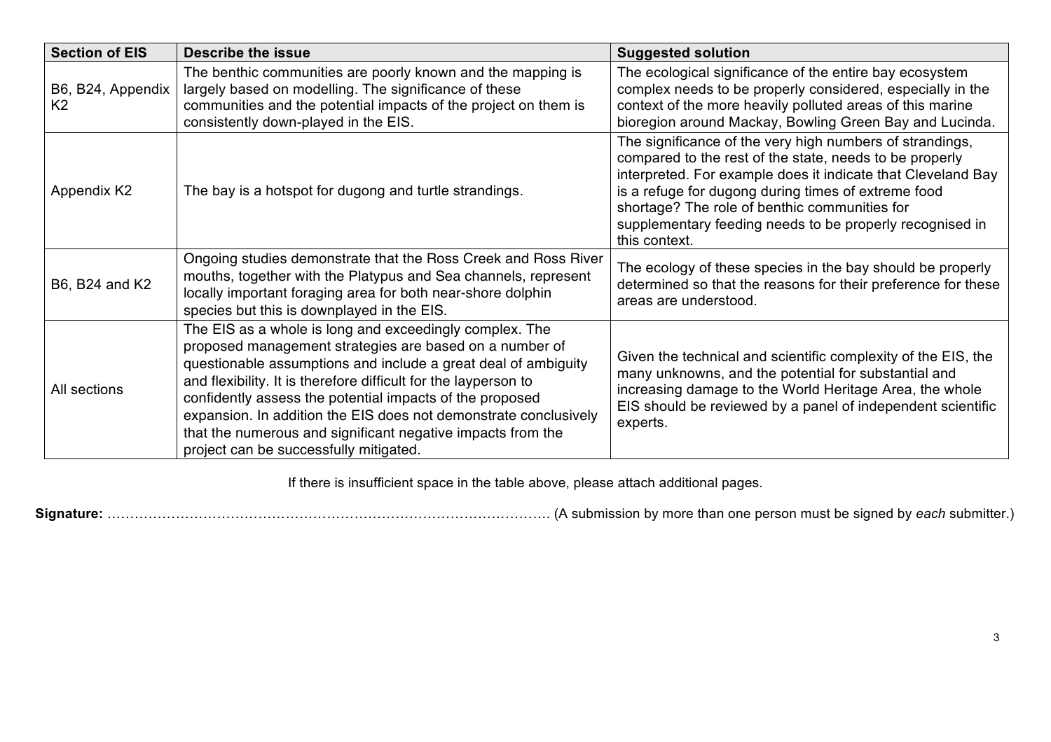| Section of EIS | Describe the issue | Suggested solution |
|---|---|---|
| B6, B24, Appendix K2 | The benthic communities are poorly known and the mapping is largely based on modelling. The significance of these communities and the potential impacts of the project on them is consistently down-played in the EIS. | The ecological significance of the entire bay ecosystem complex needs to be properly considered, especially in the context of the more heavily polluted areas of this marine bioregion around Mackay, Bowling Green Bay and Lucinda. |
| Appendix K2 | The bay is a hotspot for dugong and turtle strandings. | The significance of the very high numbers of strandings, compared to the rest of the state, needs to be properly interpreted. For example does it indicate that Cleveland Bay is a refuge for dugong during times of extreme food shortage? The role of benthic communities for supplementary feeding needs to be properly recognised in this context. |
| B6, B24 and K2 | Ongoing studies demonstrate that the Ross Creek and Ross River mouths, together with the Platypus and Sea channels, represent locally important foraging area for both near-shore dolphin species but this is downplayed in the EIS. | The ecology of these species in the bay should be properly determined so that the reasons for their preference for these areas are understood. |
| All sections | The EIS as a whole is long and exceedingly complex. The proposed management strategies are based on a number of questionable assumptions and include a great deal of ambiguity and flexibility. It is therefore difficult for the layperson to confidently assess the potential impacts of the proposed expansion. In addition the EIS does not demonstrate conclusively that the numerous and significant negative impacts from the project can be successfully mitigated. | Given the technical and scientific complexity of the EIS, the many unknowns, and the potential for substantial and increasing damage to the World Heritage Area, the whole EIS should be reviewed by a panel of independent scientific experts. |

If there is insufficient space in the table above, please attach additional pages.

**Signature:** ……………………………………………………………………………………. (A submission by more than one person must be signed by *each* submitter.)